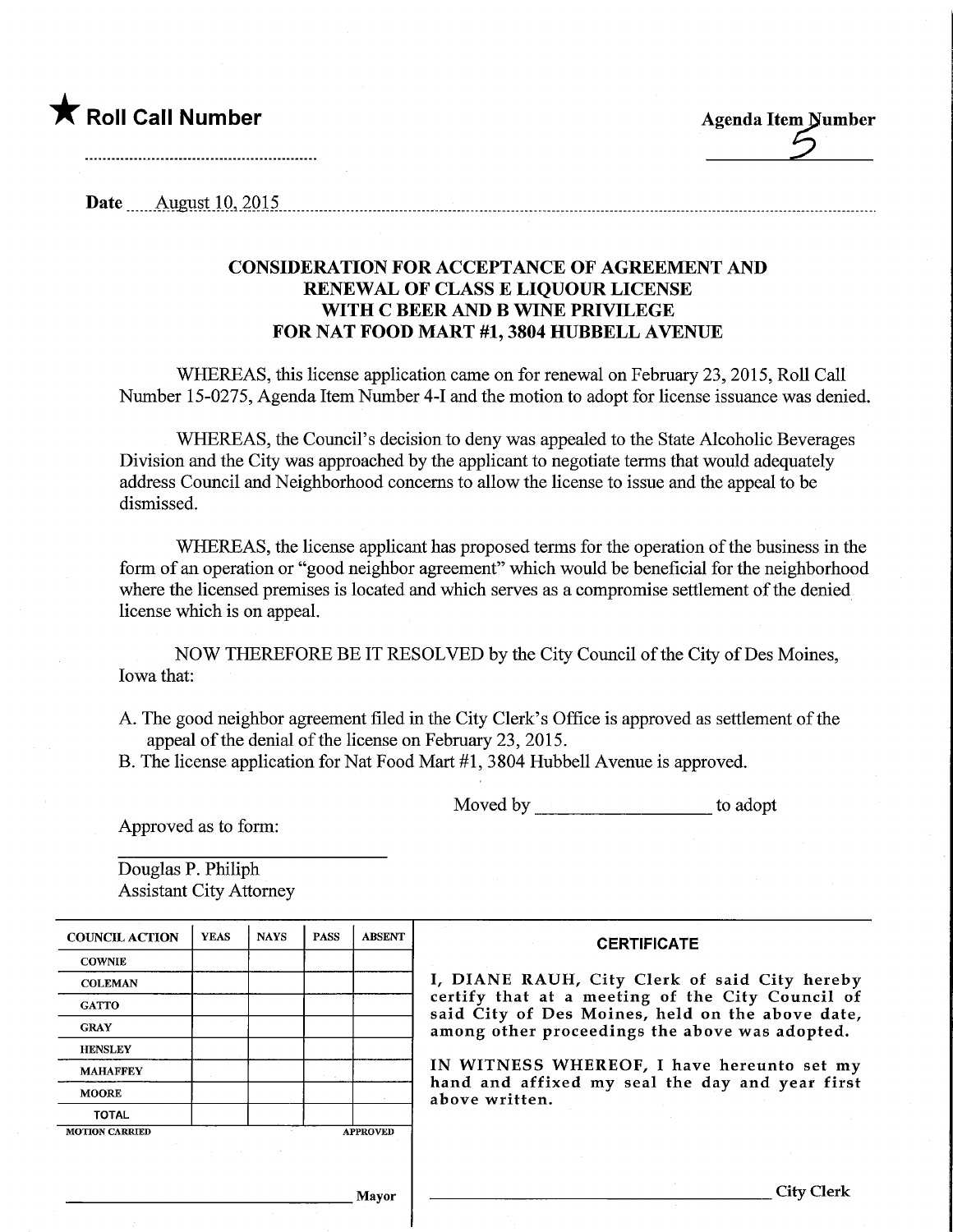★ **Roll Call Number** ..........................................

**Agenda Item Number** 5

**Date** August 10, 2015

### CONSIDERATION FOR ACCEPTANCE OF AGREEMENT AND RENEWAL OF CLASS E LIQUOUR LICENSE WITH C BEER AND B WINE PRIVILEGE FOR NAT FOOD MART #1, 3804 HUBBELL AVENUE

WHEREAS, this license application came on for renewal on February 23, 2015, Roll Call Number 15-0275, Agenda Item Number 4-I and the motion to adopt for license issuance was denied.

WHEREAS, the Council's decision to deny was appealed to the State Alcoholic Beverages Division and the City was approached by the applicant to negotiate terms that would adequately address Council and Neighborhood concerns to allow the license to issue and the appeal to be dismissed.

WHEREAS, the license applicant has proposed terms for the operation of the business in the form of an operation or "good neighbor agreement" which would be beneficial for the neighborhood where the licensed premises is located and which serves as a compromise settlement of the denied license which is on appeal.

NOW THEREFORE BE IT RESOLVED by the City Council of the City of Des Moines, Iowa that:

A. The good neighbor agreement filed in the City Clerk's Office is approved as settlement of the appeal of the denial of the license on February 23, 2015.

B. The license application for Nat Food Mart #1, 3804 Hubbell Avenue is approved.

Moved by ____________________ to adopt

Approved as to form:

______________________________
Douglas P. Philiph
Assistant City Attorney

| COUNCIL ACTION | YEAS | NAYS | PASS | ABSENT |
|---|---|---|---|---|
| COWNIE | | | | |
| COLEMAN | | | | |
| GATTO | | | | |
| GRAY | | | | |
| HENSLEY | | | | |
| MAHAFFEY | | | | |
| MOORE | | | | |
| TOTAL | | | | |
| MOTION CARRIED | | | | APPROVED |

______________________________ Mayor

**CERTIFICATE**

I, DIANE RAUH, City Clerk of said City hereby certify that at a meeting of the City Council of said City of Des Moines, held on the above date, among other proceedings the above was adopted.

IN WITNESS WHEREOF, I have hereunto set my hand and affixed my seal the day and year first above written.

______________________________ City Clerk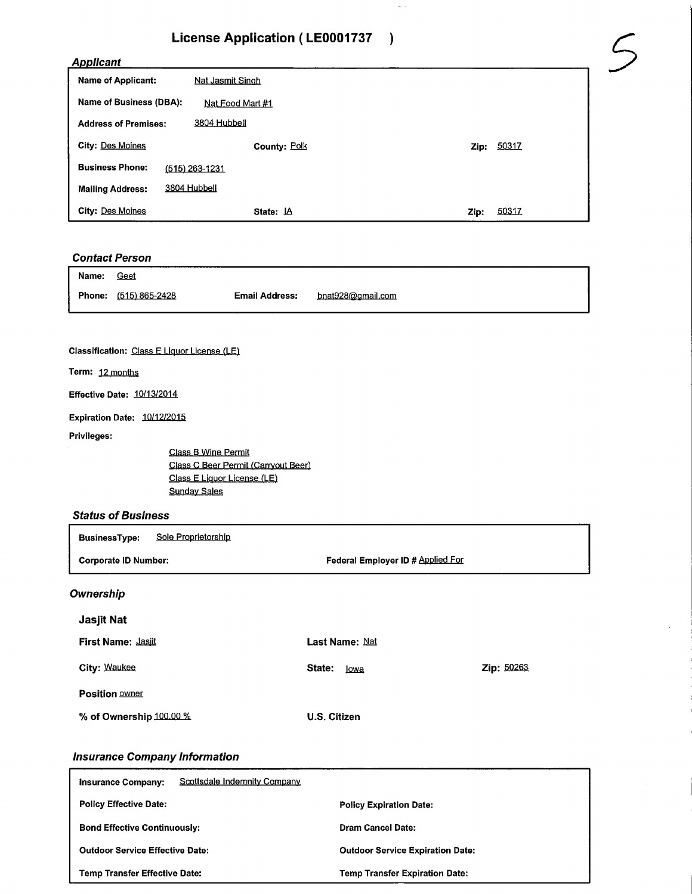# License Application ( LE0001737 )

5

## Applicant

**Name of Applicant:** Nat Jasmit Singh

**Name of Business (DBA):** Nat Food Mart #1

**Address of Premises:** 3804 Hubbell

**City:** Des Moines **County:** Polk **Zip:** 50317

**Business Phone:** (515) 263-1231

**Mailing Address:** 3804 Hubbell

**City:** Des Moines **State:** IA **Zip:** 50317

## Contact Person

**Name:** Geet

**Phone:** (515) 865-2428 **Email Address:** bnat928@gmail.com

**Classification:** Class E Liquor License (LE)

**Term:** 12 months

**Effective Date:** 10/13/2014

**Expiration Date:** 10/12/2015

**Privileges:**

- Class B Wine Permit
- Class C Beer Permit (Carryout Beer)
- Class E Liquor License (LE)
- Sunday Sales

## Status of Business

**BusinessType:** Sole Proprietorship

**Corporate ID Number:** **Federal Employer ID #** Applied For

## Ownership

### Jasjit Nat

**First Name:** Jasjit **Last Name:** Nat

**City:** Waukee **State:** Iowa **Zip:** 50263

**Position** owner

**% of Ownership** 100.00 % **U.S. Citizen**

## Insurance Company Information

**Insurance Company:** Scottsdale Indemnity Company

**Policy Effective Date:** **Policy Expiration Date:**

**Bond Effective Continuously:** **Dram Cancel Date:**

**Outdoor Service Effective Date:** **Outdoor Service Expiration Date:**

**Temp Transfer Effective Date:** **Temp Transfer Expiration Date:**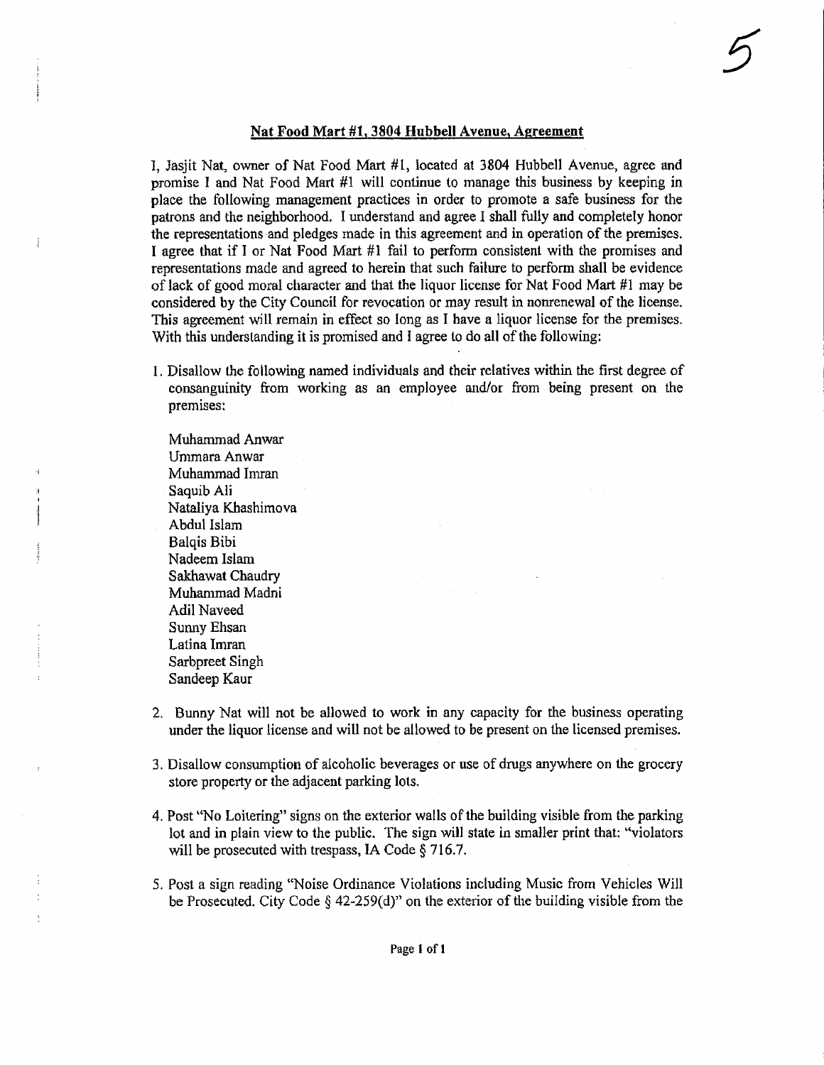## Nat Food Mart #1, 3804 Hubbell Avenue, Agreement

I, Jasjit Nat, owner of Nat Food Mart #1, located at 3804 Hubbell Avenue, agree and promise I and Nat Food Mart #1 will continue to manage this business by keeping in place the following management practices in order to promote a safe business for the patrons and the neighborhood. I understand and agree I shall fully and completely honor the representations and pledges made in this agreement and in operation of the premises. I agree that if I or Nat Food Mart #1 fail to perform consistent with the promises and representations made and agreed to herein that such failure to perform shall be evidence of lack of good moral character and that the liquor license for Nat Food Mart #1 may be considered by the City Council for revocation or may result in nonrenewal of the license. This agreement will remain in effect so long as I have a liquor license for the premises. With this understanding it is promised and I agree to do all of the following:

1. Disallow the following named individuals and their relatives within the first degree of consanguinity from working as an employee and/or from being present on the premises:

   Muhammad Anwar
   Ummara Anwar
   Muhammad Imran
   Saquib Ali
   Nataliya Khashimova
   Abdul Islam
   Balqis Bibi
   Nadeem Islam
   Sakhawat Chaudry
   Muhammad Madni
   Adil Naveed
   Sunny Ehsan
   Latina Imran
   Sarbpreet Singh
   Sandeep Kaur

2. Bunny Nat will not be allowed to work in any capacity for the business operating under the liquor license and will not be allowed to be present on the licensed premises.

3. Disallow consumption of alcoholic beverages or use of drugs anywhere on the grocery store property or the adjacent parking lots.

4. Post "No Loitering" signs on the exterior walls of the building visible from the parking lot and in plain view to the public. The sign will state in smaller print that: "violators will be prosecuted with trespass, IA Code § 716.7.

5. Post a sign reading "Noise Ordinance Violations including Music from Vehicles Will be Prosecuted. City Code § 42-259(d)" on the exterior of the building visible from the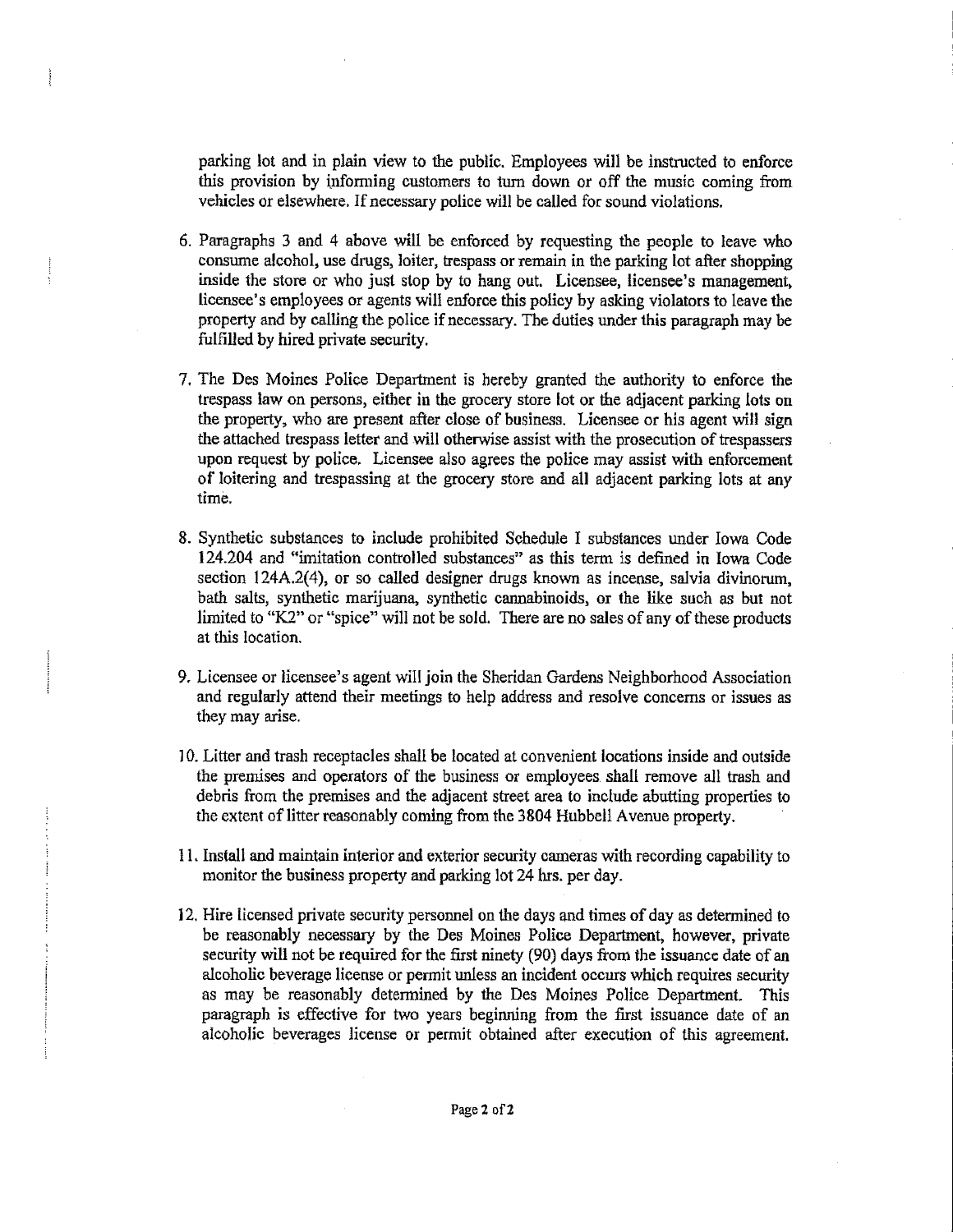parking lot and in plain view to the public. Employees will be instructed to enforce this provision by informing customers to turn down or off the music coming from vehicles or elsewhere. If necessary police will be called for sound violations.

6. Paragraphs 3 and 4 above will be enforced by requesting the people to leave who consume alcohol, use drugs, loiter, trespass or remain in the parking lot after shopping inside the store or who just stop by to hang out. Licensee, licensee's management, licensee's employees or agents will enforce this policy by asking violators to leave the property and by calling the police if necessary. The duties under this paragraph may be fulfilled by hired private security.

7. The Des Moines Police Department is hereby granted the authority to enforce the trespass law on persons, either in the grocery store lot or the adjacent parking lots on the property, who are present after close of business. Licensee or his agent will sign the attached trespass letter and will otherwise assist with the prosecution of trespassers upon request by police. Licensee also agrees the police may assist with enforcement of loitering and trespassing at the grocery store and all adjacent parking lots at any time.

8. Synthetic substances to include prohibited Schedule I substances under Iowa Code 124.204 and "imitation controlled substances" as this term is defined in Iowa Code section 124A.2(4), or so called designer drugs known as incense, salvia divinorum, bath salts, synthetic marijuana, synthetic cannabinoids, or the like such as but not limited to "K2" or "spice" will not be sold. There are no sales of any of these products at this location.

9. Licensee or licensee's agent will join the Sheridan Gardens Neighborhood Association and regularly attend their meetings to help address and resolve concerns or issues as they may arise.

10. Litter and trash receptacles shall be located at convenient locations inside and outside the premises and operators of the business or employees shall remove all trash and debris from the premises and the adjacent street area to include abutting properties to the extent of litter reasonably coming from the 3804 Hubbell Avenue property.

11. Install and maintain interior and exterior security cameras with recording capability to monitor the business property and parking lot 24 hrs. per day.

12. Hire licensed private security personnel on the days and times of day as determined to be reasonably necessary by the Des Moines Police Department, however, private security will not be required for the first ninety (90) days from the issuance date of an alcoholic beverage license or permit unless an incident occurs which requires security as may be reasonably determined by the Des Moines Police Department. This paragraph is effective for two years beginning from the first issuance date of an alcoholic beverages license or permit obtained after execution of this agreement.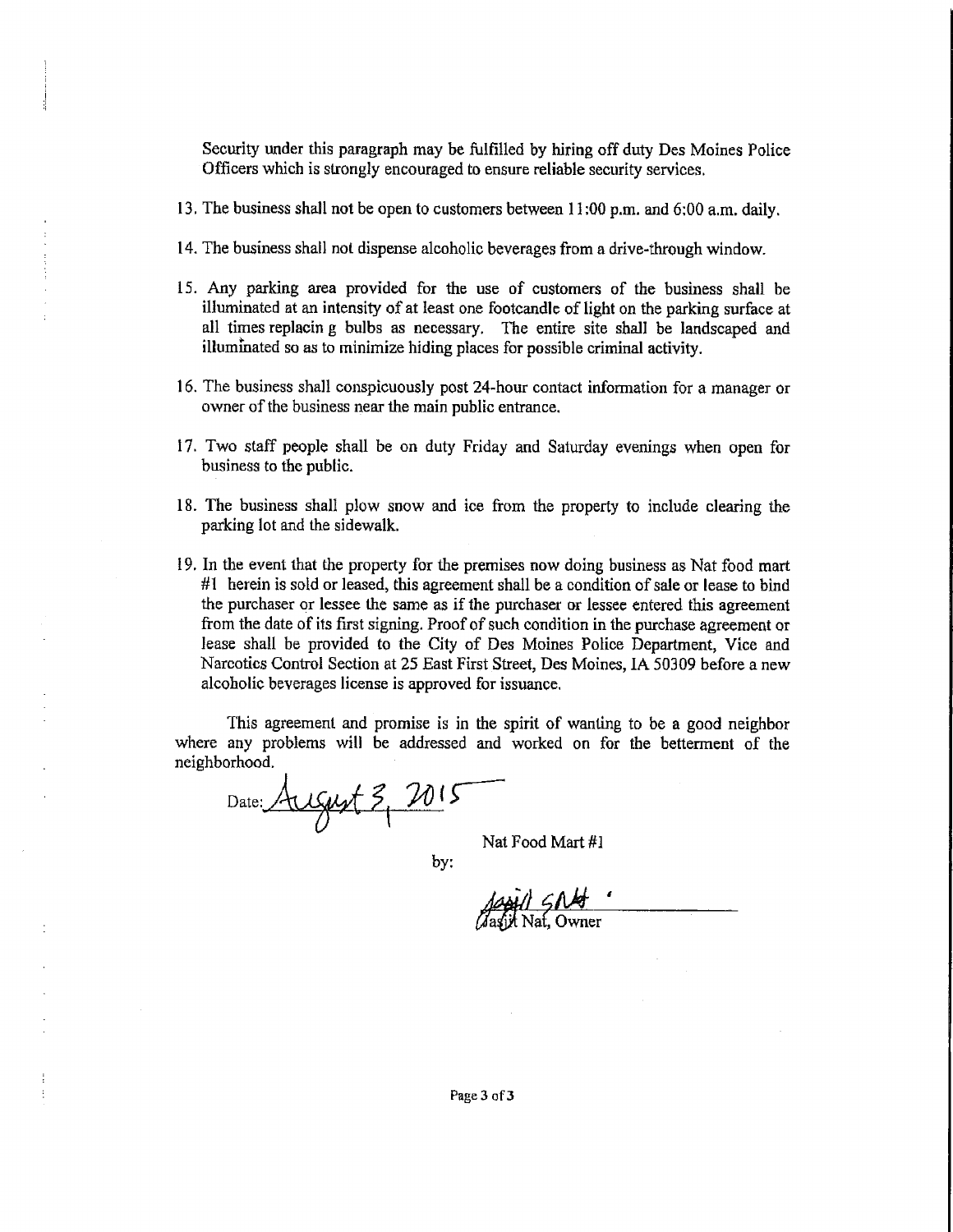Security under this paragraph may be fulfilled by hiring off duty Des Moines Police Officers which is strongly encouraged to ensure reliable security services.

13. The business shall not be open to customers between 11:00 p.m. and 6:00 a.m. daily.

14. The business shall not dispense alcoholic beverages from a drive-through window.

15. Any parking area provided for the use of customers of the business shall be illuminated at an intensity of at least one footcandle of light on the parking surface at all times replacin g bulbs as necessary. The entire site shall be landscaped and illuminated so as to minimize hiding places for possible criminal activity.

16. The business shall conspicuously post 24-hour contact information for a manager or owner of the business near the main public entrance.

17. Two staff people shall be on duty Friday and Saturday evenings when open for business to the public.

18. The business shall plow snow and ice from the property to include clearing the parking lot and the sidewalk.

19. In the event that the property for the premises now doing business as Nat food mart #1 herein is sold or leased, this agreement shall be a condition of sale or lease to bind the purchaser or lessee the same as if the purchaser or lessee entered this agreement from the date of its first signing. Proof of such condition in the purchase agreement or lease shall be provided to the City of Des Moines Police Department, Vice and Narcotics Control Section at 25 East First Street, Des Moines, IA 50309 before a new alcoholic beverages license is approved for issuance.

This agreement and promise is in the spirit of wanting to be a good neighbor where any problems will be addressed and worked on for the betterment of the neighborhood.

Date: August 3, 2015

Nat Food Mart #1

by:

Jasjit Nat, Owner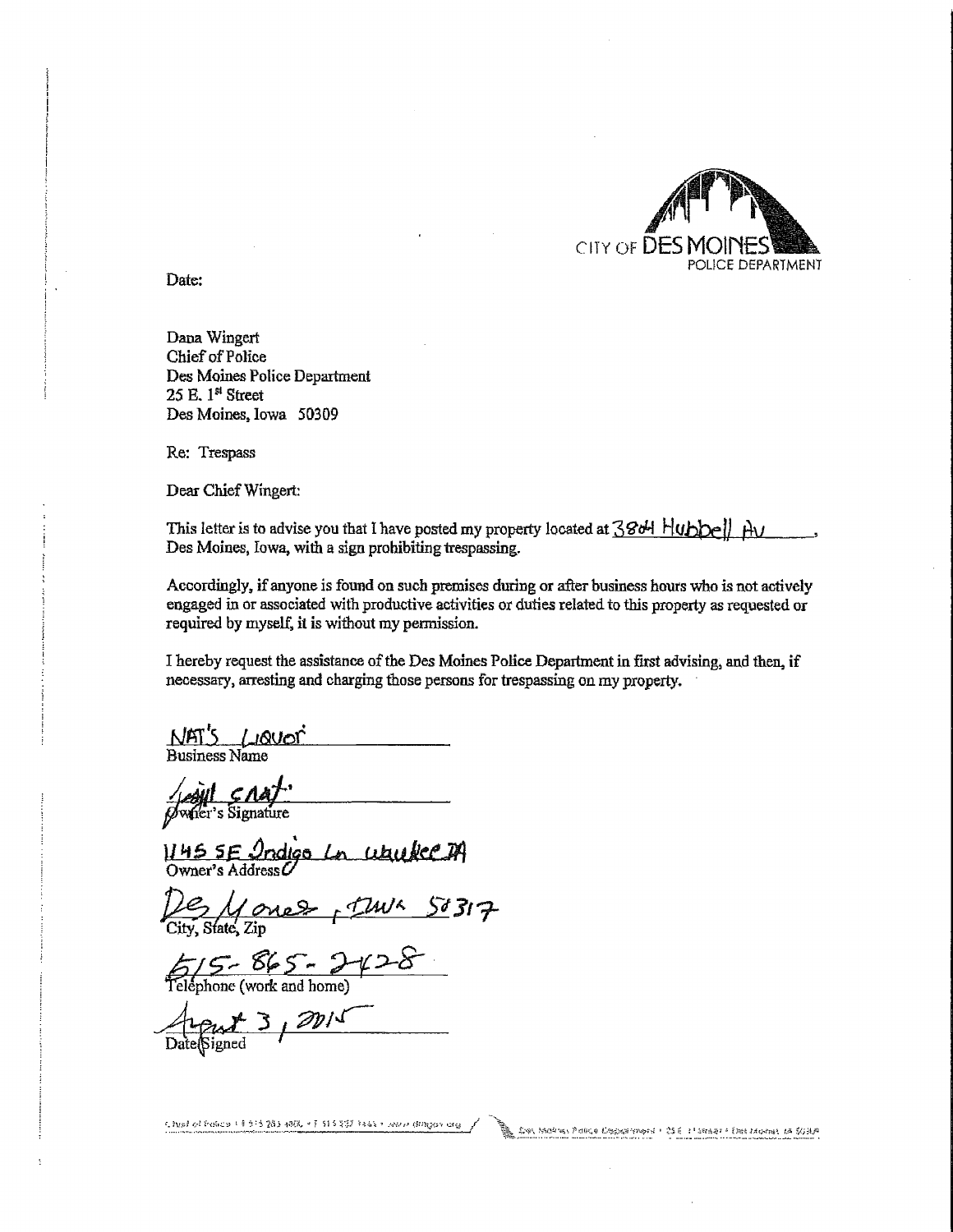CITY OF DES MOINES POLICE DEPARTMENT

Date:

Dana Wingert
Chief of Police
Des Moines Police Department
25 E. 1st Street
Des Moines, Iowa 50309

Re: Trespass

Dear Chief Wingert:

This letter is to advise you that I have posted my property located at 3804 Hubbell Av, Des Moines, Iowa, with a sign prohibiting trespassing.

Accordingly, if anyone is found on such premises during or after business hours who is not actively engaged in or associated with productive activities or duties related to this property as requested or required by myself, it is without my permission.

I hereby request the assistance of the Des Moines Police Department in first advising, and then, if necessary, arresting and charging those persons for trespassing on my property.

NAT'S LIQUOR
Business Name

[signature]
Owner's Signature

1145 SE Indigo Ln Waukee IA
Owner's Address

Des Moines, IOWA 50317
City, State, Zip

515-865-2428
Telephone (work and home)

August 3, 2015
Date Signed